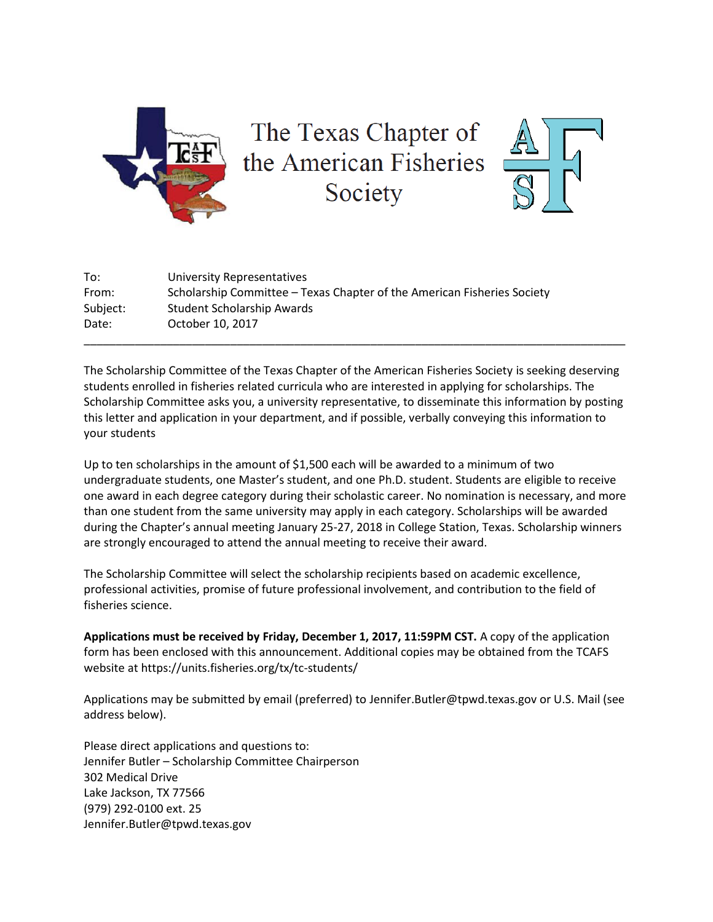# The Texas Chapter of the American Fisheries Society

To: University Representatives
From: Scholarship Committee – Texas Chapter of the American Fisheries Society
Subject: Student Scholarship Awards
Date: October 10, 2017

---

The Scholarship Committee of the Texas Chapter of the American Fisheries Society is seeking deserving students enrolled in fisheries related curricula who are interested in applying for scholarships. The Scholarship Committee asks you, a university representative, to disseminate this information by posting this letter and application in your department, and if possible, verbally conveying this information to your students

Up to ten scholarships in the amount of $1,500 each will be awarded to a minimum of two undergraduate students, one Master's student, and one Ph.D. student. Students are eligible to receive one award in each degree category during their scholastic career. No nomination is necessary, and more than one student from the same university may apply in each category. Scholarships will be awarded during the Chapter's annual meeting January 25-27, 2018 in College Station, Texas. Scholarship winners are strongly encouraged to attend the annual meeting to receive their award.

The Scholarship Committee will select the scholarship recipients based on academic excellence, professional activities, promise of future professional involvement, and contribution to the field of fisheries science.

**Applications must be received by Friday, December 1, 2017, 11:59PM CST.** A copy of the application form has been enclosed with this announcement. Additional copies may be obtained from the TCAFS website at https://units.fisheries.org/tx/tc-students/

Applications may be submitted by email (preferred) to Jennifer.Butler@tpwd.texas.gov or U.S. Mail (see address below).

Please direct applications and questions to:
Jennifer Butler – Scholarship Committee Chairperson
302 Medical Drive
Lake Jackson, TX 77566
(979) 292-0100 ext. 25
Jennifer.Butler@tpwd.texas.gov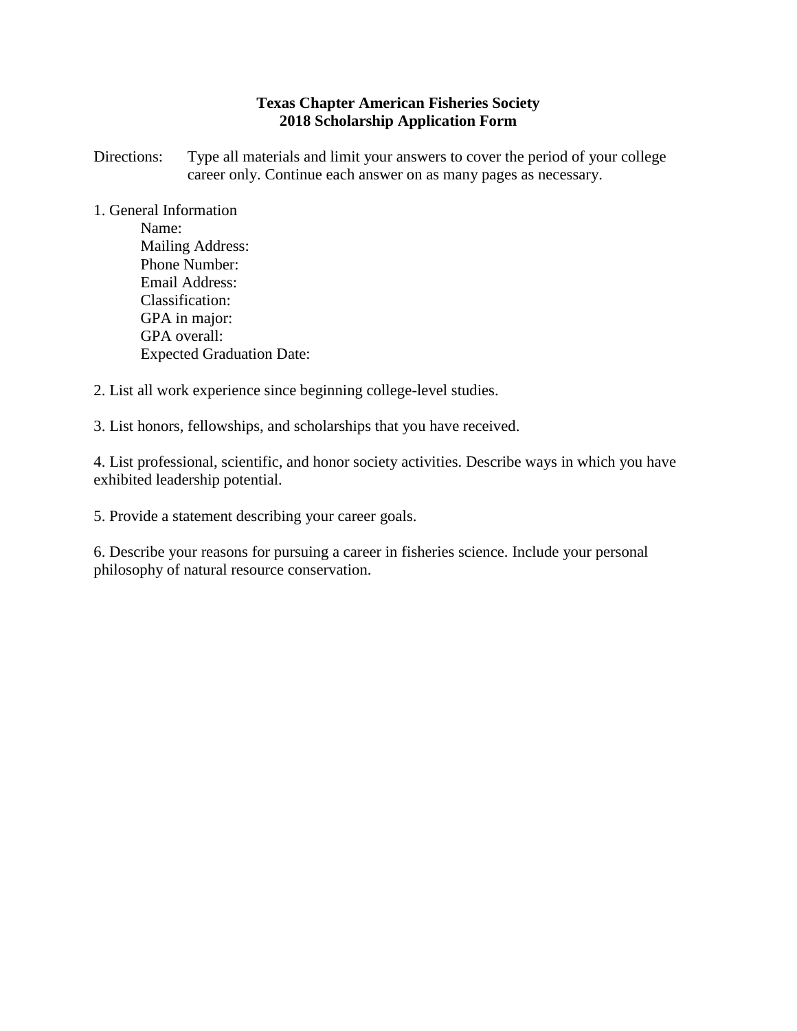**Texas Chapter American Fisheries Society**
**2018 Scholarship Application Form**

Directions: Type all materials and limit your answers to cover the period of your college career only. Continue each answer on as many pages as necessary.

1. General Information
   - Name:
   - Mailing Address:
   - Phone Number:
   - Email Address:
   - Classification:
   - GPA in major:
   - GPA overall:
   - Expected Graduation Date:

2. List all work experience since beginning college-level studies.

3. List honors, fellowships, and scholarships that you have received.

4. List professional, scientific, and honor society activities. Describe ways in which you have exhibited leadership potential.

5. Provide a statement describing your career goals.

6. Describe your reasons for pursuing a career in fisheries science. Include your personal philosophy of natural resource conservation.